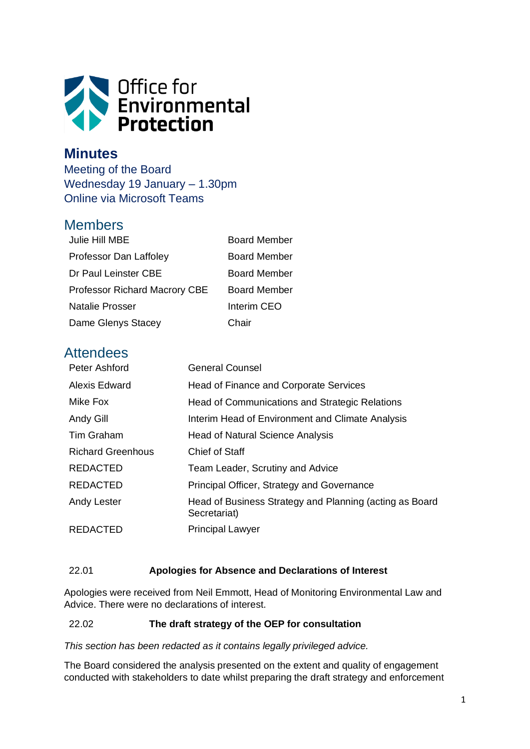# Office for Environmental Protection

## Minutes

Meeting of the Board
Wednesday 19 January – 1.30pm
Online via Microsoft Teams

## Members

| | |
|---|---|
| Julie Hill MBE | Board Member |
| Professor Dan Laffoley | Board Member |
| Dr Paul Leinster CBE | Board Member |
| Professor Richard Macrory CBE | Board Member |
| Natalie Prosser | Interim CEO |
| Dame Glenys Stacey | Chair |

## Attendees

| | |
|---|---|
| Peter Ashford | General Counsel |
| Alexis Edward | Head of Finance and Corporate Services |
| Mike Fox | Head of Communications and Strategic Relations |
| Andy Gill | Interim Head of Environment and Climate Analysis |
| Tim Graham | Head of Natural Science Analysis |
| Richard Greenhous | Chief of Staff |
| REDACTED | Team Leader, Scrutiny and Advice |
| REDACTED | Principal Officer, Strategy and Governance |
| Andy Lester | Head of Business Strategy and Planning (acting as Board Secretariat) |
| REDACTED | Principal Lawyer |

**22.01 Apologies for Absence and Declarations of Interest**

Apologies were received from Neil Emmott, Head of Monitoring Environmental Law and Advice. There were no declarations of interest.

**22.02 The draft strategy of the OEP for consultation**

*This section has been redacted as it contains legally privileged advice.*

The Board considered the analysis presented on the extent and quality of engagement conducted with stakeholders to date whilst preparing the draft strategy and enforcement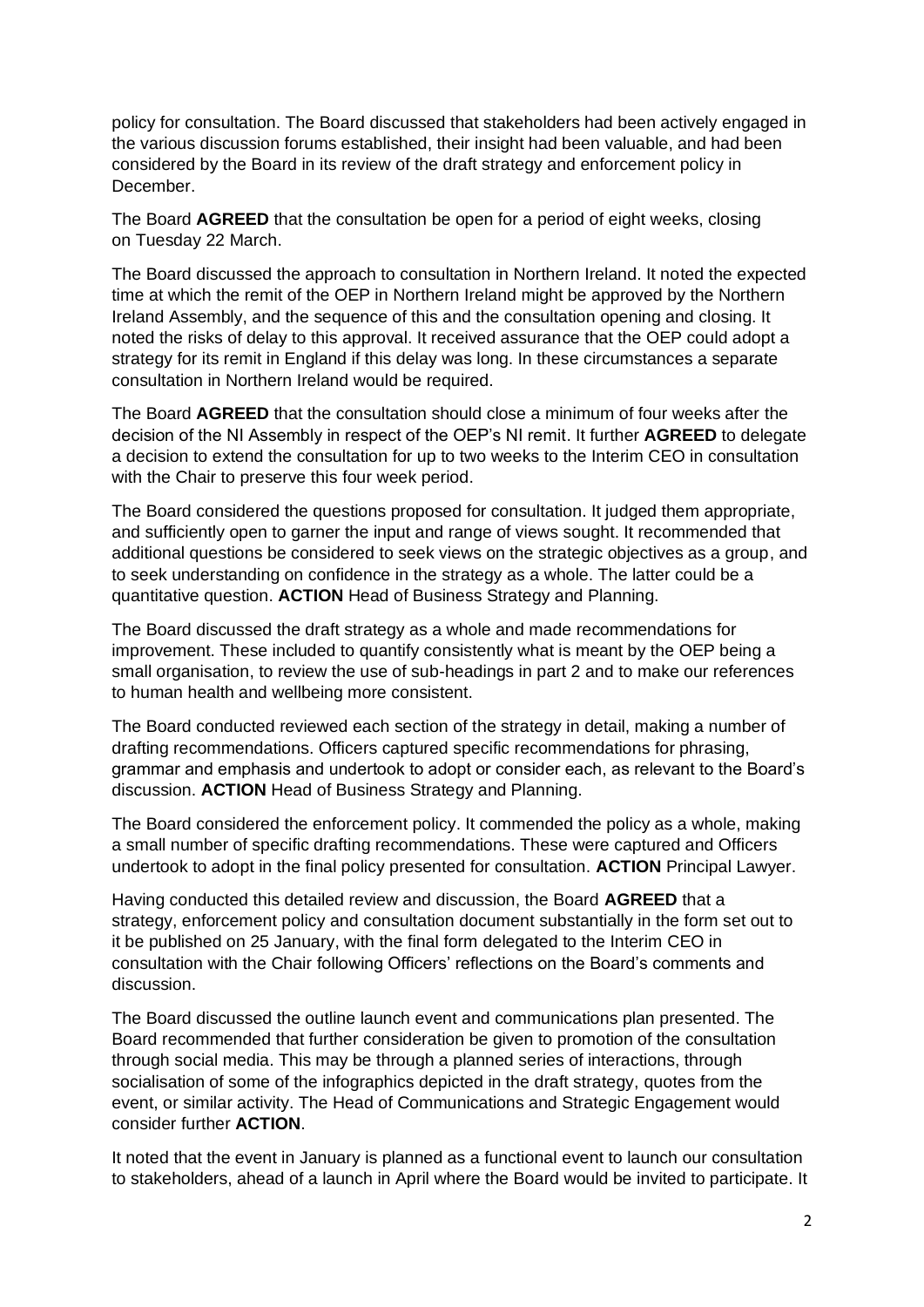policy for consultation. The Board discussed that stakeholders had been actively engaged in the various discussion forums established, their insight had been valuable, and had been considered by the Board in its review of the draft strategy and enforcement policy in December.

The Board **AGREED** that the consultation be open for a period of eight weeks, closing on Tuesday 22 March.

The Board discussed the approach to consultation in Northern Ireland. It noted the expected time at which the remit of the OEP in Northern Ireland might be approved by the Northern Ireland Assembly, and the sequence of this and the consultation opening and closing. It noted the risks of delay to this approval. It received assurance that the OEP could adopt a strategy for its remit in England if this delay was long. In these circumstances a separate consultation in Northern Ireland would be required.

The Board **AGREED** that the consultation should close a minimum of four weeks after the decision of the NI Assembly in respect of the OEP's NI remit. It further **AGREED** to delegate a decision to extend the consultation for up to two weeks to the Interim CEO in consultation with the Chair to preserve this four week period.

The Board considered the questions proposed for consultation. It judged them appropriate, and sufficiently open to garner the input and range of views sought. It recommended that additional questions be considered to seek views on the strategic objectives as a group, and to seek understanding on confidence in the strategy as a whole. The latter could be a quantitative question. **ACTION** Head of Business Strategy and Planning.

The Board discussed the draft strategy as a whole and made recommendations for improvement. These included to quantify consistently what is meant by the OEP being a small organisation, to review the use of sub-headings in part 2 and to make our references to human health and wellbeing more consistent.

The Board conducted reviewed each section of the strategy in detail, making a number of drafting recommendations. Officers captured specific recommendations for phrasing, grammar and emphasis and undertook to adopt or consider each, as relevant to the Board's discussion. **ACTION** Head of Business Strategy and Planning.

The Board considered the enforcement policy. It commended the policy as a whole, making a small number of specific drafting recommendations. These were captured and Officers undertook to adopt in the final policy presented for consultation. **ACTION** Principal Lawyer.

Having conducted this detailed review and discussion, the Board **AGREED** that a strategy, enforcement policy and consultation document substantially in the form set out to it be published on 25 January, with the final form delegated to the Interim CEO in consultation with the Chair following Officers' reflections on the Board's comments and discussion.

The Board discussed the outline launch event and communications plan presented. The Board recommended that further consideration be given to promotion of the consultation through social media. This may be through a planned series of interactions, through socialisation of some of the infographics depicted in the draft strategy, quotes from the event, or similar activity. The Head of Communications and Strategic Engagement would consider further **ACTION**.

It noted that the event in January is planned as a functional event to launch our consultation to stakeholders, ahead of a launch in April where the Board would be invited to participate. It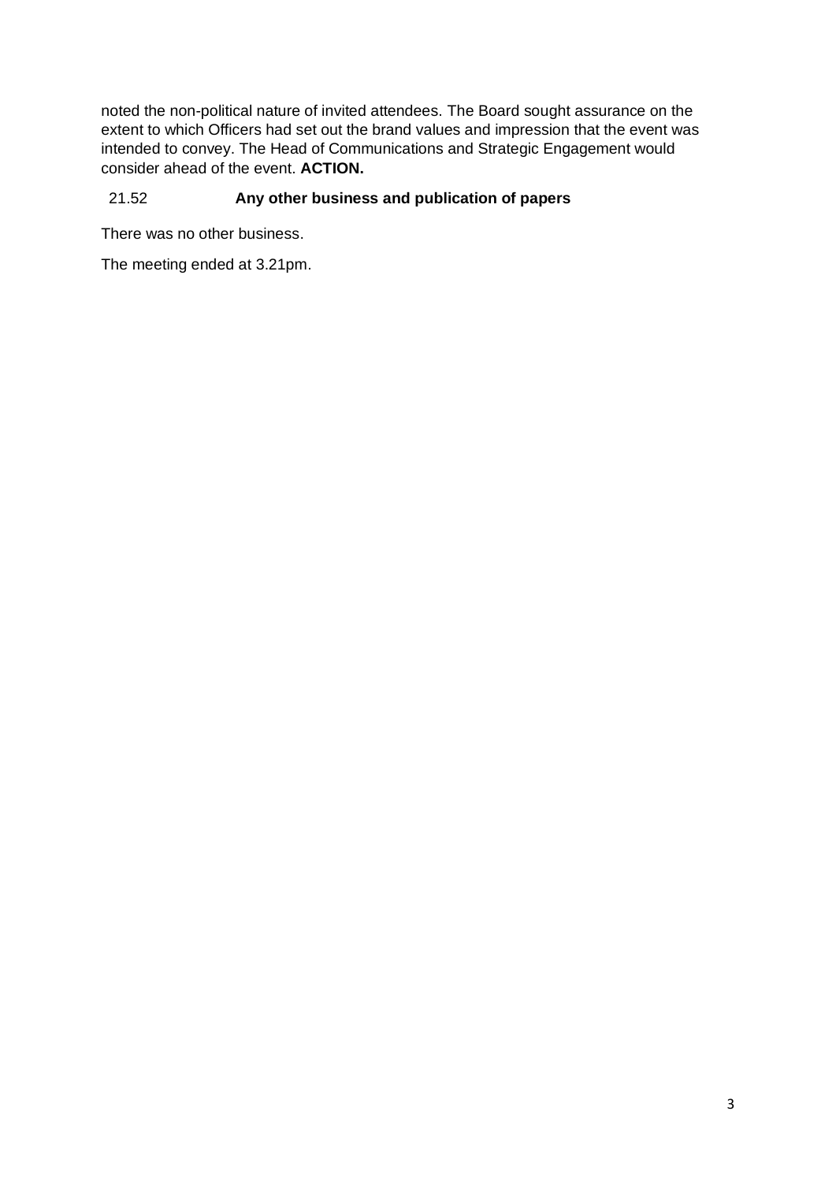noted the non-political nature of invited attendees. The Board sought assurance on the extent to which Officers had set out the brand values and impression that the event was intended to convey. The Head of Communications and Strategic Engagement would consider ahead of the event. **ACTION.**

21.52 **Any other business and publication of papers**

There was no other business.

The meeting ended at 3.21pm.